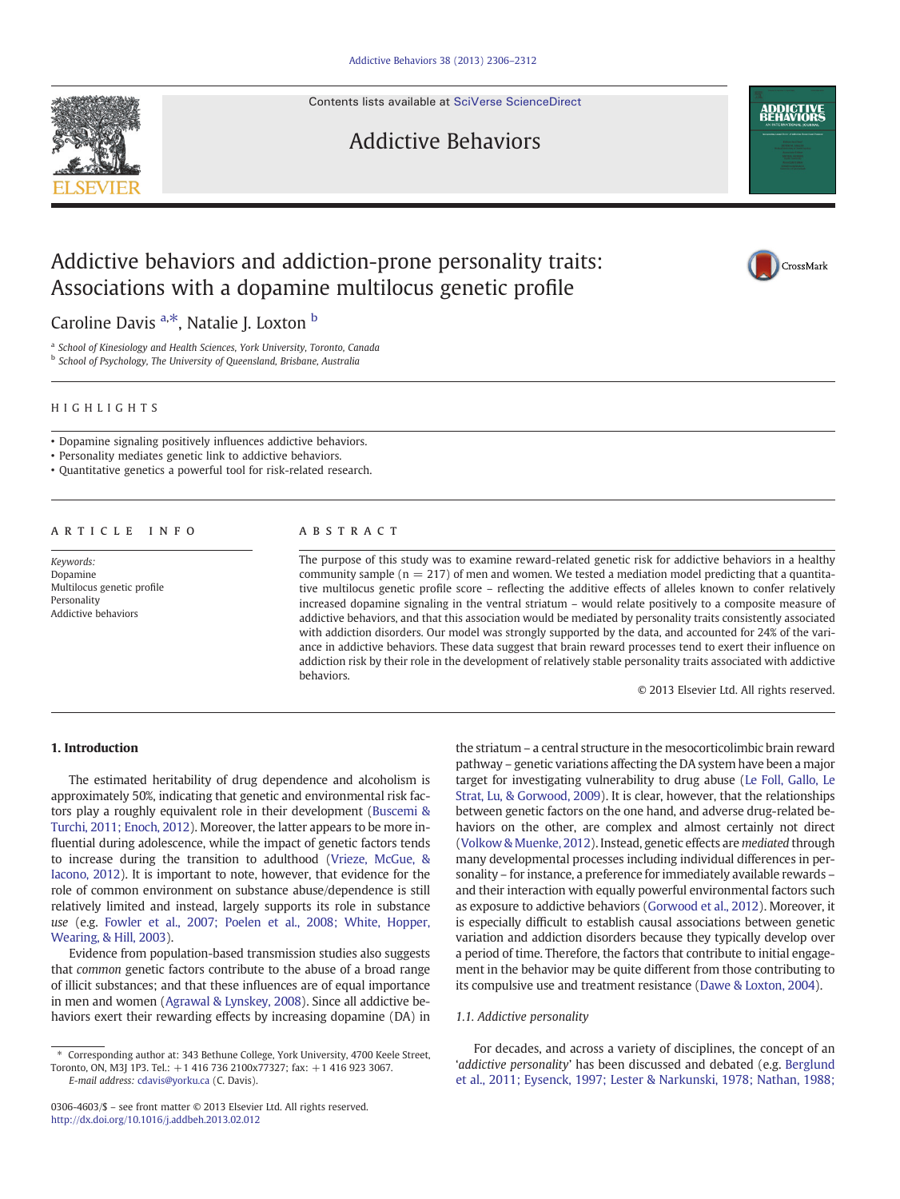# Addictive behaviors and addiction-prone personality traits: Associations with a dopamine multilocus genetic profile

Caroline Davis [a,*], Natalie J. Loxton [b]

[a] School of Kinesiology and Health Sciences, York University, Toronto, Canada
[b] School of Psychology, The University of Queensland, Brisbane, Australia

## HIGHLIGHTS

- Dopamine signaling positively influences addictive behaviors.
- Personality mediates genetic link to addictive behaviors.
- Quantitative genetics a powerful tool for risk-related research.

## ARTICLE INFO

*Keywords:*
Dopamine
Multilocus genetic profile
Personality
Addictive behaviors

## ABSTRACT

The purpose of this study was to examine reward-related genetic risk for addictive behaviors in a healthy community sample (n = 217) of men and women. We tested a mediation model predicting that a quantitative multilocus genetic profile score – reflecting the additive effects of alleles known to confer relatively increased dopamine signaling in the ventral striatum – would relate positively to a composite measure of addictive behaviors, and that this association would be mediated by personality traits consistently associated with addiction disorders. Our model was strongly supported by the data, and accounted for 24% of the variance in addictive behaviors. These data suggest that brain reward processes tend to exert their influence on addiction risk by their role in the development of relatively stable personality traits associated with addictive behaviors.

© 2013 Elsevier Ltd. All rights reserved.

## 1. Introduction

The estimated heritability of drug dependence and alcoholism is approximately 50%, indicating that genetic and environmental risk factors play a roughly equivalent role in their development (Buscemi & Turchi, 2011; Enoch, 2012). Moreover, the latter appears to be more influential during adolescence, while the impact of genetic factors tends to increase during the transition to adulthood (Vrieze, McGue, & Iacono, 2012). It is important to note, however, that evidence for the role of common environment on substance abuse/dependence is still relatively limited and instead, largely supports its role in substance *use* (e.g. Fowler et al., 2007; Poelen et al., 2008; White, Hopper, Wearing, & Hill, 2003).

Evidence from population-based transmission studies also suggests that *common* genetic factors contribute to the abuse of a broad range of illicit substances; and that these influences are of equal importance in men and women (Agrawal & Lynskey, 2008). Since all addictive behaviors exert their rewarding effects by increasing dopamine (DA) in the striatum – a central structure in the mesocorticolimbic brain reward pathway – genetic variations affecting the DA system have been a major target for investigating vulnerability to drug abuse (Le Foll, Gallo, Le Strat, Lu, & Gorwood, 2009). It is clear, however, that the relationships between genetic factors on the one hand, and adverse drug-related behaviors on the other, are complex and almost certainly not direct (Volkow & Muenke, 2012). Instead, genetic effects are *mediated* through many developmental processes including individual differences in personality – for instance, a preference for immediately available rewards – and their interaction with equally powerful environmental factors such as exposure to addictive behaviors (Gorwood et al., 2012). Moreover, it is especially difficult to establish causal associations between genetic variation and addiction disorders because they typically develop over a period of time. Therefore, the factors that contribute to initial engagement in the behavior may be quite different from those contributing to its compulsive use and treatment resistance (Dawe & Loxton, 2004).

### 1.1. Addictive personality

For decades, and across a variety of disciplines, the concept of an '*addictive personality*' has been discussed and debated (e.g. Berglund et al., 2011; Eysenck, 1997; Lester & Narkunski, 1978; Nathan, 1988;

* Corresponding author at: 343 Bethune College, York University, 4700 Keele Street, Toronto, ON, M3J 1P3. Tel.: +1 416 736 2100x77327; fax: +1 416 923 3067.
E-mail address: cdavis@yorku.ca (C. Davis).

0306-4603/$ – see front matter © 2013 Elsevier Ltd. All rights reserved.
http://dx.doi.org/10.1016/j.addbeh.2013.02.012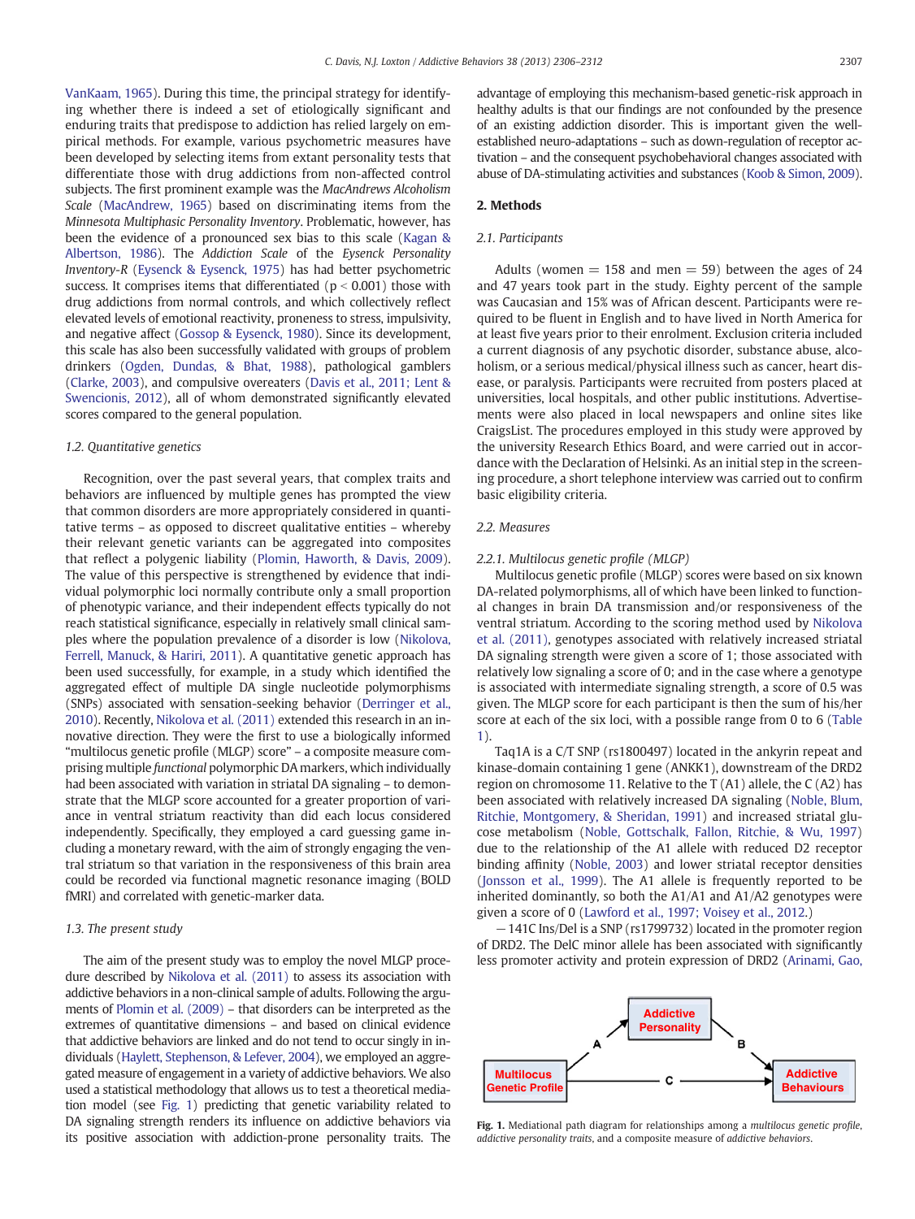VanKaam, 1965). During this time, the principal strategy for identifying whether there is indeed a set of etiologically significant and enduring traits that predispose to addiction has relied largely on empirical methods. For example, various psychometric measures have been developed by selecting items from extant personality tests that differentiate those with drug addictions from non-affected control subjects. The first prominent example was the *MacAndrews Alcoholism Scale* (MacAndrew, 1965) based on discriminating items from the *Minnesota Multiphasic Personality Inventory*. Problematic, however, has been the evidence of a pronounced sex bias to this scale (Kagan & Albertson, 1986). The *Addiction Scale* of the *Eysenck Personality Inventory-R* (Eysenck & Eysenck, 1975) has had better psychometric success. It comprises items that differentiated ($p < 0.001$) those with drug addictions from normal controls, and which collectively reflect elevated levels of emotional reactivity, proneness to stress, impulsivity, and negative affect (Gossop & Eysenck, 1980). Since its development, this scale has also been successfully validated with groups of problem drinkers (Ogden, Dundas, & Bhat, 1988), pathological gamblers (Clarke, 2003), and compulsive overeaters (Davis et al., 2011; Lent & Swencionis, 2012), all of whom demonstrated significantly elevated scores compared to the general population.

### 1.2. Quantitative genetics

Recognition, over the past several years, that complex traits and behaviors are influenced by multiple genes has prompted the view that common disorders are more appropriately considered in quantitative terms – as opposed to discreet qualitative entities – whereby their relevant genetic variants can be aggregated into composites that reflect a polygenic liability (Plomin, Haworth, & Davis, 2009). The value of this perspective is strengthened by evidence that individual polymorphic loci normally contribute only a small proportion of phenotypic variance, and their independent effects typically do not reach statistical significance, especially in relatively small clinical samples where the population prevalence of a disorder is low (Nikolova, Ferrell, Manuck, & Hariri, 2011). A quantitative genetic approach has been used successfully, for example, in a study which identified the aggregated effect of multiple DA single nucleotide polymorphisms (SNPs) associated with sensation-seeking behavior (Derringer et al., 2010). Recently, Nikolova et al. (2011) extended this research in an innovative direction. They were the first to use a biologically informed "multilocus genetic profile (MLGP) score" – a composite measure comprising multiple *functional* polymorphic DA markers, which individually had been associated with variation in striatal DA signaling – to demonstrate that the MLGP score accounted for a greater proportion of variance in ventral striatum reactivity than did each locus considered independently. Specifically, they employed a card guessing game including a monetary reward, with the aim of strongly engaging the ventral striatum so that variation in the responsiveness of this brain area could be recorded via functional magnetic resonance imaging (BOLD fMRI) and correlated with genetic-marker data.

### 1.3. The present study

The aim of the present study was to employ the novel MLGP procedure described by Nikolova et al. (2011) to assess its association with addictive behaviors in a non-clinical sample of adults. Following the arguments of Plomin et al. (2009) – that disorders can be interpreted as the extremes of quantitative dimensions – and based on clinical evidence that addictive behaviors are linked and do not tend to occur singly in individuals (Haylett, Stephenson, & Lefever, 2004), we employed an aggregated measure of engagement in a variety of addictive behaviors. We also used a statistical methodology that allows us to test a theoretical mediation model (see Fig. 1) predicting that genetic variability related to DA signaling strength renders its influence on addictive behaviors via its positive association with addiction-prone personality traits. The advantage of employing this mechanism-based genetic-risk approach in healthy adults is that our findings are not confounded by the presence of an existing addiction disorder. This is important given the well-established neuro-adaptations – such as down-regulation of receptor activation – and the consequent psychobehavioral changes associated with abuse of DA-stimulating activities and substances (Koob & Simon, 2009).

## 2. Methods

### 2.1. Participants

Adults (women = 158 and men = 59) between the ages of 24 and 47 years took part in the study. Eighty percent of the sample was Caucasian and 15% was of African descent. Participants were required to be fluent in English and to have lived in North America for at least five years prior to their enrolment. Exclusion criteria included a current diagnosis of any psychotic disorder, substance abuse, alcoholism, or a serious medical/physical illness such as cancer, heart disease, or paralysis. Participants were recruited from posters placed at universities, local hospitals, and other public institutions. Advertisements were also placed in local newspapers and online sites like CraigsList. The procedures employed in this study were approved by the university Research Ethics Board, and were carried out in accordance with the Declaration of Helsinki. As an initial step in the screening procedure, a short telephone interview was carried out to confirm basic eligibility criteria.

### 2.2. Measures

#### 2.2.1. Multilocus genetic profile (MLGP)

Multilocus genetic profile (MLGP) scores were based on six known DA-related polymorphisms, all of which have been linked to functional changes in brain DA transmission and/or responsiveness of the ventral striatum. According to the scoring method used by Nikolova et al. (2011), genotypes associated with relatively increased striatal DA signaling strength were given a score of 1; those associated with relatively low signaling a score of 0; and in the case where a genotype is associated with intermediate signaling strength, a score of 0.5 was given. The MLGP score for each participant is then the sum of his/her score at each of the six loci, with a possible range from 0 to 6 (Table 1).

Taq1A is a C/T SNP (rs1800497) located in the ankyrin repeat and kinase-domain containing 1 gene (ANKK1), downstream of the DRD2 region on chromosome 11. Relative to the T (A1) allele, the C (A2) has been associated with relatively increased DA signaling (Noble, Blum, Ritchie, Montgomery, & Sheridan, 1991) and increased striatal glucose metabolism (Noble, Gottschalk, Fallon, Ritchie, & Wu, 1997) due to the relationship of the A1 allele with reduced D2 receptor binding affinity (Noble, 2003) and lower striatal receptor densities (Jonsson et al., 1999). The A1 allele is frequently reported to be inherited dominantly, so both the A1/A1 and A1/A2 genotypes were given a score of 0 (Lawford et al., 1997; Voisey et al., 2012.)

−141C Ins/Del is a SNP (rs1799732) located in the promoter region of DRD2. The DelC minor allele has been associated with significantly less promoter activity and protein expression of DRD2 (Arinami, Gao,

**Fig. 1.** Mediational path diagram for relationships among a *multilocus genetic profile*, *addictive personality traits*, and a composite measure of *addictive behaviors*.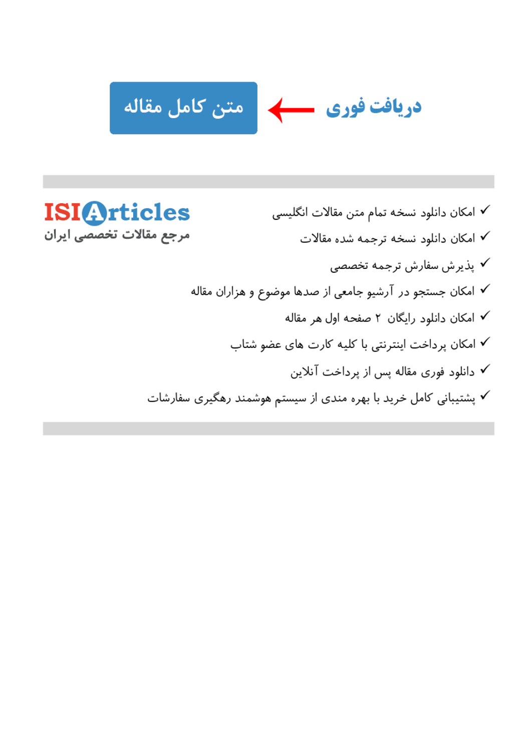دریافت فوری ← متن کامل مقاله

**ISIArticles**
مرجع مقالات تخصصی ایران

- ✓ امکان دانلود نسخه تمام متن مقالات انگلیسی
- ✓ امکان دانلود نسخه ترجمه شده مقالات
- ✓ پذیرش سفارش ترجمه تخصصی
- ✓ امکان جستجو در آرشیو جامعی از صدها موضوع و هزاران مقاله
- ✓ امکان دانلود رایگان ۲ صفحه اول هر مقاله
- ✓ امکان پرداخت اینترنتی با کلیه کارت های عضو شتاب
- ✓ دانلود فوری مقاله پس از پرداخت آنلاین
- ✓ پشتیبانی کامل خرید با بهره مندی از سیستم هوشمند رهگیری سفارشات